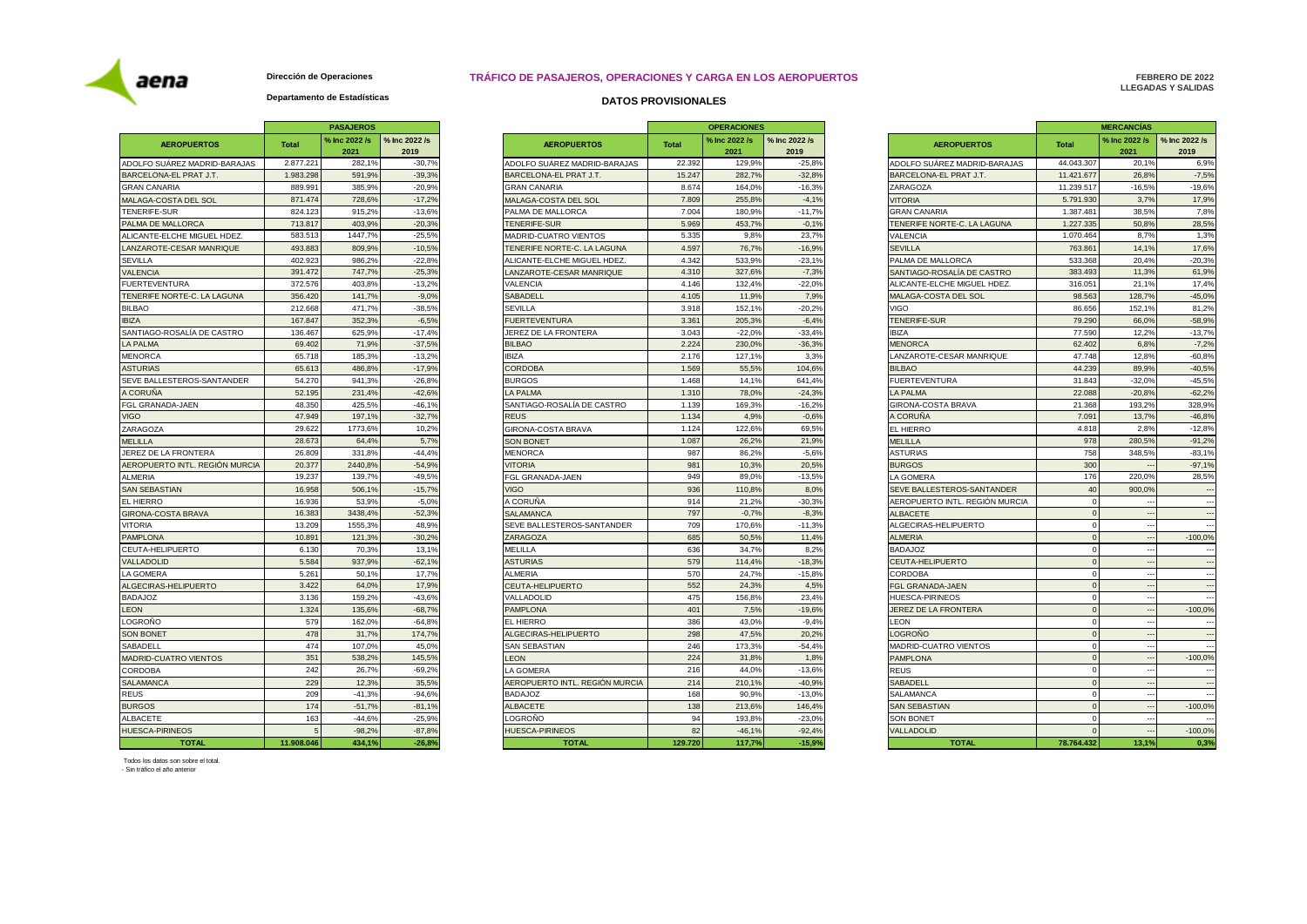aena

**Dirección de Operaciones**

**Departamento de Estadísticas**

## TRÁFICO DE PASAJEROS, OPERACIONES Y CARGA EN LOS AEROPUERTOS

### DATOS PROVISIONALES

**FEBRERO DE 2022**
**LLEGADAS Y SALIDAS**

| | PASAJEROS | | |
|---|---|---|---|
| AEROPUERTOS | Total | % Inc 2022 /s 2021 | % Inc 2022 /s 2019 |
| ADOLFO SUÁREZ MADRID-BARAJAS | 2.877.221 | 282,1% | -30,7% |
| BARCELONA-EL PRAT J.T. | 1.983.298 | 591,9% | -39,3% |
| GRAN CANARIA | 889.991 | 385,9% | -20,9% |
| MALAGA-COSTA DEL SOL | 871.474 | 728,6% | -17,2% |
| TENERIFE-SUR | 824.123 | 915,2% | -13,6% |
| PALMA DE MALLORCA | 713.817 | 403,9% | -20,3% |
| ALICANTE-ELCHE MIGUEL HDEZ. | 583.513 | 1447,7% | -25,5% |
| LANZAROTE-CESAR MANRIQUE | 493.883 | 809,9% | -10,5% |
| SEVILLA | 402.923 | 986,2% | -22,8% |
| VALENCIA | 391.472 | 747,7% | -25,3% |
| FUERTEVENTURA | 372.576 | 403,8% | -13,2% |
| TENERIFE NORTE-C. LA LAGUNA | 356.420 | 141,7% | -9,0% |
| BILBAO | 212.668 | 471,7% | -38,5% |
| IBIZA | 167.847 | 352,3% | -6,5% |
| SANTIAGO-ROSALÍA DE CASTRO | 136.467 | 625,9% | -17,4% |
| LA PALMA | 69.402 | 71,9% | -37,5% |
| MENORCA | 65.718 | 185,3% | -13,2% |
| ASTURIAS | 65.613 | 486,8% | -17,9% |
| SEVE BALLESTEROS-SANTANDER | 54.270 | 941,3% | -26,8% |
| A CORUÑA | 52.195 | 231,4% | -42,6% |
| FGL GRANADA-JAEN | 48.350 | 425,5% | -46,1% |
| VIGO | 47.949 | 197,1% | -32,7% |
| ZARAGOZA | 29.622 | 1773,6% | 10,2% |
| MELILLA | 28.673 | 64,4% | 5,7% |
| JEREZ DE LA FRONTERA | 26.809 | 331,8% | -44,4% |
| AEROPUERTO INTL. REGIÓN MURCIA | 20.377 | 2440,8% | -54,9% |
| ALMERIA | 19.237 | 139,7% | -49,5% |
| SAN SEBASTIAN | 16.958 | 506,1% | -15,7% |
| EL HIERRO | 16.936 | 53,9% | -5,0% |
| GIRONA-COSTA BRAVA | 16.383 | 3438,4% | -52,3% |
| VITORIA | 13.209 | 1555,3% | 48,9% |
| PAMPLONA | 10.891 | 121,3% | -30,2% |
| CEUTA-HELIPUERTO | 6.130 | 70,3% | 13,1% |
| VALLADOLID | 5.584 | 937,9% | -62,1% |
| LA GOMERA | 5.261 | 50,1% | 17,7% |
| ALGECIRAS-HELIPUERTO | 3.422 | 64,0% | 17,9% |
| BADAJOZ | 3.136 | 159,2% | -43,6% |
| LEON | 1.324 | 135,6% | -68,7% |
| LOGROÑO | 579 | 162,0% | -64,8% |
| SON BONET | 478 | 31,7% | 174,7% |
| SABADELL | 474 | 107,0% | 45,0% |
| MADRID-CUATRO VIENTOS | 351 | 538,2% | 145,5% |
| CORDOBA | 242 | 26,7% | -69,2% |
| SALAMANCA | 229 | 12,3% | 35,5% |
| REUS | 209 | -41,3% | -94,6% |
| BURGOS | 174 | -51,7% | -81,1% |
| ALBACETE | 163 | -44,6% | -25,9% |
| HUESCA-PIRINEOS | 5 | -98,2% | -87,8% |
| **TOTAL** | **11.908.046** | **434,1%** | **-26,8%** |

| | OPERACIONES | | |
|---|---|---|---|
| AEROPUERTOS | Total | % Inc 2022 /s 2021 | % Inc 2022 /s 2019 |
| ADOLFO SUÁREZ MADRID-BARAJAS | 22.392 | 129,9% | -25,8% |
| BARCELONA-EL PRAT J.T. | 15.247 | 282,7% | -32,8% |
| GRAN CANARIA | 8.674 | 164,0% | -16,3% |
| MALAGA-COSTA DEL SOL | 7.809 | 255,8% | -4,1% |
| PALMA DE MALLORCA | 7.004 | 180,9% | -11,7% |
| TENERIFE-SUR | 5.969 | 453,7% | -0,1% |
| MADRID-CUATRO VIENTOS | 5.335 | 9,8% | 23,7% |
| TENERIFE NORTE-C. LA LAGUNA | 4.597 | 76,7% | -16,9% |
| ALICANTE-ELCHE MIGUEL HDEZ. | 4.342 | 533,9% | -23,1% |
| LANZAROTE-CESAR MANRIQUE | 4.310 | 327,6% | -7,3% |
| VALENCIA | 4.146 | 132,4% | -22,0% |
| SABADELL | 4.105 | 11,9% | 7,9% |
| SEVILLA | 3.918 | 152,1% | -20,2% |
| FUERTEVENTURA | 3.361 | 205,3% | -6,4% |
| JEREZ DE LA FRONTERA | 3.043 | -22,0% | -33,4% |
| BILBAO | 2.224 | 230,0% | -36,3% |
| IBIZA | 2.176 | 127,1% | 3,3% |
| CORDOBA | 1.569 | 55,5% | 104,6% |
| BURGOS | 1.468 | 14,1% | 641,4% |
| LA PALMA | 1.310 | 78,0% | -24,3% |
| SANTIAGO-ROSALÍA DE CASTRO | 1.139 | 169,3% | -16,2% |
| REUS | 1.134 | 4,9% | -0,6% |
| GIRONA-COSTA BRAVA | 1.124 | 122,6% | 69,5% |
| SON BONET | 1.087 | 26,2% | 21,9% |
| MENORCA | 987 | 86,2% | -5,6% |
| VITORIA | 981 | 10,3% | 20,5% |
| FGL GRANADA-JAEN | 949 | 89,0% | -13,5% |
| VIGO | 936 | 110,8% | 8,0% |
| A CORUÑA | 914 | 21,2% | -30,3% |
| SALAMANCA | 797 | -0,7% | -8,3% |
| SEVE BALLESTEROS-SANTANDER | 709 | 170,6% | -11,3% |
| ZARAGOZA | 685 | 50,5% | 11,4% |
| MELILLA | 636 | 34,7% | 8,2% |
| ASTURIAS | 579 | 114,4% | -18,3% |
| ALMERIA | 570 | 24,7% | -15,8% |
| CEUTA-HELIPUERTO | 552 | 24,3% | 4,5% |
| VALLADOLID | 475 | 156,8% | 23,4% |
| PAMPLONA | 401 | 7,5% | -19,6% |
| EL HIERRO | 386 | 43,0% | -9,4% |
| ALGECIRAS-HELIPUERTO | 298 | 47,5% | 20,2% |
| SAN SEBASTIAN | 246 | 173,3% | -54,4% |
| LEON | 224 | 31,8% | 1,8% |
| LA GOMERA | 216 | 44,0% | -13,6% |
| AEROPUERTO INTL. REGIÓN MURCIA | 214 | 210,1% | -40,9% |
| BADAJOZ | 168 | 90,9% | -13,0% |
| ALBACETE | 138 | 213,6% | 146,4% |
| LOGROÑO | 94 | 193,8% | -23,0% |
| HUESCA-PIRINEOS | 82 | -46,1% | -92,4% |
| **TOTAL** | **129.720** | **117,7%** | **-15,9%** |

| | MERCANCÍAS | | |
|---|---|---|---|
| AEROPUERTOS | Total | % Inc 2022 /s 2021 | % Inc 2022 /s 2019 |
| ADOLFO SUÁREZ MADRID-BARAJAS | 44.043.307 | 20,1% | 6,9% |
| BARCELONA-EL PRAT J.T. | 11.421.677 | 26,8% | -7,5% |
| ZARAGOZA | 11.239.517 | -16,5% | -19,6% |
| VITORIA | 5.791.930 | 3,7% | 17,9% |
| GRAN CANARIA | 1.387.481 | 38,5% | 7,8% |
| TENERIFE NORTE-C. LA LAGUNA | 1.227.335 | 50,8% | 28,5% |
| VALENCIA | 1.070.464 | 8,7% | 1,3% |
| SEVILLA | 763.861 | 14,1% | 17,6% |
| PALMA DE MALLORCA | 533.368 | 20,4% | -20,3% |
| SANTIAGO-ROSALÍA DE CASTRO | 383.493 | 11,3% | 61,9% |
| ALICANTE-ELCHE MIGUEL HDEZ. | 316.051 | 21,1% | 17,4% |
| MALAGA-COSTA DEL SOL | 98.563 | 128,7% | -45,0% |
| VIGO | 86.656 | 152,1% | 81,2% |
| TENERIFE-SUR | 79.290 | 66,0% | -58,9% |
| IBIZA | 77.590 | 12,2% | -13,7% |
| MENORCA | 62.402 | 6,8% | -7,2% |
| LANZAROTE-CESAR MANRIQUE | 47.748 | 12,8% | -60,8% |
| BILBAO | 44.239 | 89,9% | -40,5% |
| FUERTEVENTURA | 31.843 | -32,0% | -45,5% |
| LA PALMA | 22.088 | -20,8% | -62,2% |
| GIRONA-COSTA BRAVA | 21.368 | 193,2% | 328,9% |
| A CORUÑA | 7.091 | 13,7% | -46,8% |
| EL HIERRO | 4.818 | 2,8% | -12,8% |
| MELILLA | 978 | 280,5% | -91,2% |
| ASTURIAS | 758 | 348,5% | -83,1% |
| BURGOS | 300 | --- | -97,1% |
| LA GOMERA | 176 | 220,0% | 28,5% |
| SEVE BALLESTEROS-SANTANDER | 40 | 900,0% | --- |
| AEROPUERTO INTL. REGIÓN MURCIA | 0 | --- | --- |
| ALBACETE | 0 | --- | --- |
| ALGECIRAS-HELIPUERTO | 0 | --- | --- |
| ALMERIA | 0 | --- | -100,0% |
| BADAJOZ | 0 | --- | --- |
| CEUTA-HELIPUERTO | 0 | --- | --- |
| CORDOBA | 0 | --- | --- |
| FGL GRANADA-JAEN | 0 | --- | --- |
| HUESCA-PIRINEOS | 0 | --- | --- |
| JEREZ DE LA FRONTERA | 0 | --- | -100,0% |
| LEON | 0 | --- | --- |
| LOGROÑO | 0 | --- | --- |
| MADRID-CUATRO VIENTOS | 0 | --- | --- |
| PAMPLONA | 0 | --- | -100,0% |
| REUS | 0 | --- | --- |
| SABADELL | 0 | --- | --- |
| SALAMANCA | 0 | --- | --- |
| SAN SEBASTIAN | 0 | --- | -100,0% |
| SON BONET | 0 | --- | --- |
| VALLADOLID | 0 | --- | -100,0% |
| **TOTAL** | **78.764.432** | **13,1%** | **0,3%** |

Todos los datos son sobre el total.
- Sin tráfico el año anterior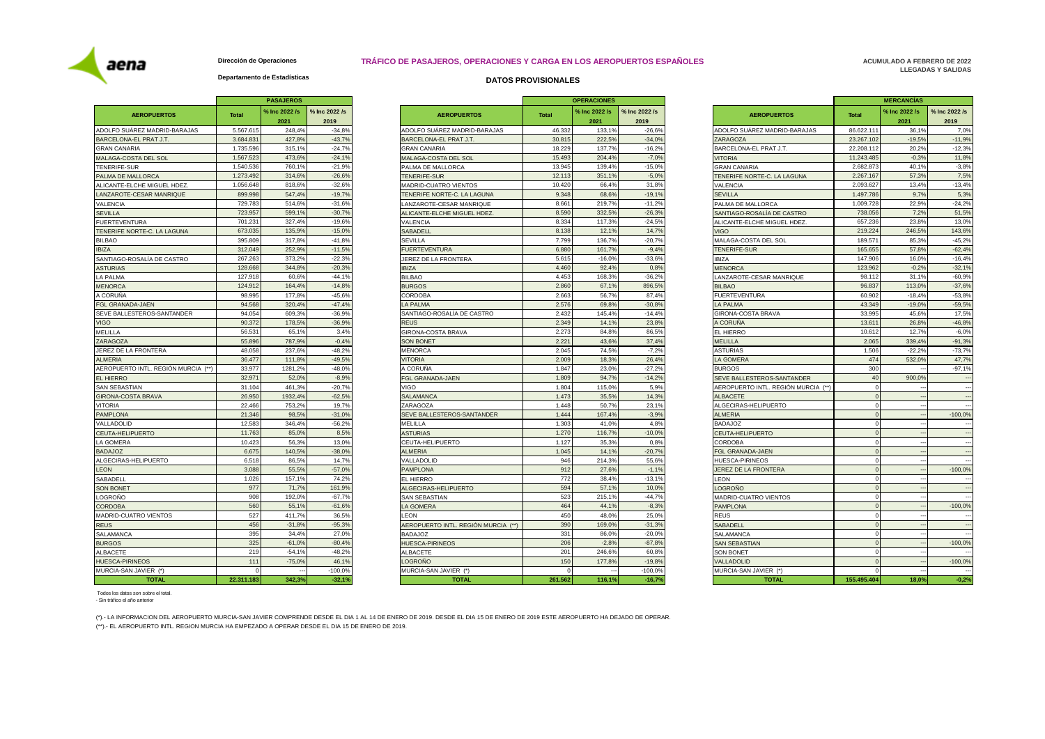Dirección de Operaciones

Departamento de Estadísticas

# TRÁFICO DE PASAJEROS, OPERACIONES Y CARGA EN LOS AEROPUERTOS ESPAÑOLES

## DATOS PROVISIONALES

ACUMULADO A FEBRERO DE 2022
LLEGADAS Y SALIDAS

| AEROPUERTOS | PASAJEROS Total | % Inc 2022 /s 2021 | % Inc 2022 /s 2019 |
|---|---|---|---|
| ADOLFO SUÁREZ MADRID-BARAJAS | 5.567.615 | 248,4% | -34,8% |
| BARCELONA-EL PRAT J.T. | 3.684.831 | 427,8% | -43,7% |
| GRAN CANARIA | 1.735.596 | 315,1% | -24,7% |
| MALAGA-COSTA DEL SOL | 1.567.523 | 473,6% | -24,1% |
| TENERIFE-SUR | 1.540.536 | 760,1% | -21,9% |
| PALMA DE MALLORCA | 1.273.492 | 314,6% | -26,6% |
| ALICANTE-ELCHE MIGUEL HDEZ. | 1.056.648 | 818,6% | -32,6% |
| LANZAROTE-CESAR MANRIQUE | 899.998 | 547,4% | -19,7% |
| VALENCIA | 729.783 | 514,6% | -31,6% |
| SEVILLA | 723.957 | 599,1% | -30,7% |
| FUERTEVENTURA | 701.231 | 327,4% | -19,6% |
| TENERIFE NORTE-C. LA LAGUNA | 673.035 | 135,9% | -15,0% |
| BILBAO | 395.809 | 317,8% | -41,8% |
| IBIZA | 312.049 | 252,9% | -11,5% |
| SANTIAGO-ROSALÍA DE CASTRO | 267.263 | 373,2% | -22,3% |
| ASTURIAS | 128.668 | 344,8% | -20,3% |
| LA PALMA | 127.918 | 60,6% | -44,1% |
| MENORCA | 124.912 | 164,4% | -14,8% |
| A CORUÑA | 98.995 | 177,8% | -45,6% |
| FGL GRANADA-JAEN | 94.568 | 320,4% | -47,4% |
| SEVE BALLESTEROS-SANTANDER | 94.054 | 609,3% | -36,9% |
| VIGO | 90.372 | 178,5% | -36,9% |
| MELILLA | 56.531 | 65,1% | 3,4% |
| ZARAGOZA | 55.896 | 787,9% | -0,4% |
| JEREZ DE LA FRONTERA | 48.058 | 237,6% | -48,2% |
| ALMERIA | 36.477 | 111,8% | -49,5% |
| AEROPUERTO INTL. REGIÓN MURCIA (**) | 33.977 | 1281,2% | -48,0% |
| EL HIERRO | 32.971 | 52,0% | -8,9% |
| SAN SEBASTIAN | 31.104 | 461,3% | -20,7% |
| GIRONA-COSTA BRAVA | 26.950 | 1932,4% | -62,5% |
| VITORIA | 22.466 | 753,2% | 19,7% |
| PAMPLONA | 21.346 | 98,5% | -31,0% |
| VALLADOLID | 12.583 | 346,4% | -56,2% |
| CEUTA-HELIPUERTO | 11.763 | 85,0% | 8,5% |
| LA GOMERA | 10.423 | 56,3% | 13,0% |
| BADAJOZ | 6.675 | 140,5% | -38,0% |
| ALGECIRAS-HELIPUERTO | 6.518 | 86,5% | 14,7% |
| LEON | 3.088 | 55,5% | -57,0% |
| SABADELL | 1.026 | 157,1% | 74,2% |
| SON BONET | 977 | 71,7% | 161,9% |
| LOGROÑO | 908 | 192,0% | -67,7% |
| CORDOBA | 560 | 55,1% | -61,6% |
| MADRID-CUATRO VIENTOS | 527 | 411,7% | 36,5% |
| REUS | 456 | -31,8% | -95,3% |
| SALAMANCA | 395 | 34,4% | 27,0% |
| BURGOS | 325 | -61,0% | -80,4% |
| ALBACETE | 219 | -54,1% | -48,2% |
| HUESCA-PIRINEOS | 111 | -75,0% | 46,1% |
| MURCIA-SAN JAVIER (*) | 0 | --- | -100,0% |
| **TOTAL** | **22.311.183** | **342,3%** | **-32,1%** |

| AEROPUERTOS | OPERACIONES Total | % Inc 2022 /s 2021 | % Inc 2022 /s 2019 |
|---|---|---|---|
| ADOLFO SUÁREZ MADRID-BARAJAS | 46.332 | 133,1% | -26,6% |
| BARCELONA-EL PRAT J.T. | 30.815 | 222,5% | -34,0% |
| GRAN CANARIA | 18.229 | 137,7% | -16,2% |
| MALAGA-COSTA DEL SOL | 15.493 | 204,4% | -7,0% |
| PALMA DE MALLORCA | 13.945 | 139,4% | -15,0% |
| TENERIFE-SUR | 12.113 | 351,1% | -5,0% |
| MADRID-CUATRO VIENTOS | 10.420 | 66,4% | 31,8% |
| TENERIFE NORTE-C. LA LAGUNA | 9.348 | 68,6% | -19,1% |
| LANZAROTE-CESAR MANRIQUE | 8.661 | 219,7% | -11,2% |
| ALICANTE-ELCHE MIGUEL HDEZ. | 8.590 | 332,5% | -26,3% |
| VALENCIA | 8.334 | 117,3% | -24,5% |
| SABADELL | 8.138 | 12,1% | 14,7% |
| SEVILLA | 7.799 | 136,7% | -20,7% |
| FUERTEVENTURA | 6.880 | 161,7% | -9,4% |
| JEREZ DE LA FRONTERA | 5.615 | -16,0% | -33,6% |
| IBIZA | 4.460 | 92,4% | 0,8% |
| BILBAO | 4.453 | 168,3% | -36,2% |
| BURGOS | 2.860 | 67,1% | 896,5% |
| CORDOBA | 2.663 | 56,7% | 87,4% |
| LA PALMA | 2.576 | 69,8% | -30,8% |
| SANTIAGO-ROSALÍA DE CASTRO | 2.432 | 145,4% | -14,4% |
| REUS | 2.349 | 14,1% | 23,8% |
| GIRONA-COSTA BRAVA | 2.273 | 84,8% | 86,5% |
| SON BONET | 2.221 | 43,6% | 37,4% |
| MENORCA | 2.045 | 74,5% | -7,2% |
| VITORIA | 2.009 | 18,3% | 26,4% |
| A CORUÑA | 1.847 | 23,0% | -27,2% |
| FGL GRANADA-JAEN | 1.809 | 94,7% | -14,2% |
| VIGO | 1.804 | 115,0% | 5,9% |
| SALAMANCA | 1.473 | 35,5% | 14,3% |
| ZARAGOZA | 1.448 | 50,7% | 23,1% |
| SEVE BALLESTEROS-SANTANDER | 1.444 | 167,4% | -3,9% |
| MELILLA | 1.303 | 41,0% | 4,8% |
| ASTURIAS | 1.270 | 116,7% | -10,0% |
| CEUTA-HELIPUERTO | 1.127 | 35,3% | 0,8% |
| ALMERIA | 1.045 | 14,1% | -20,7% |
| VALLADOLID | 946 | 214,3% | 55,6% |
| PAMPLONA | 912 | 27,6% | -1,1% |
| EL HIERRO | 772 | 38,4% | -13,1% |
| ALGECIRAS-HELIPUERTO | 594 | 57,1% | 10,0% |
| SAN SEBASTIAN | 523 | 215,1% | -44,7% |
| LA GOMERA | 464 | 44,1% | -8,3% |
| LEON | 450 | 48,0% | 25,0% |
| AEROPUERTO INTL. REGIÓN MURCIA (**) | 390 | 169,0% | -31,3% |
| BADAJOZ | 331 | 86,0% | -20,0% |
| HUESCA-PIRINEOS | 206 | -2,8% | -87,8% |
| ALBACETE | 201 | 246,6% | 60,8% |
| LOGROÑO | 150 | 177,8% | -19,8% |
| MURCIA-SAN JAVIER (*) | 0 | --- | -100,0% |
| **TOTAL** | **261.562** | **116,1%** | **-16,7%** |

| AEROPUERTOS | MERCANCÍAS Total | % Inc 2022 /s 2021 | % Inc 2022 /s 2019 |
|---|---|---|---|
| ADOLFO SUÁREZ MADRID-BARAJAS | 86.622.111 | 36,1% | 7,0% |
| ZARAGOZA | 23.267.102 | -19,5% | -11,9% |
| BARCELONA-EL PRAT J.T. | 22.208.112 | 20,2% | -12,3% |
| VITORIA | 11.243.485 | -0,3% | 11,8% |
| GRAN CANARIA | 2.682.873 | 40,1% | -3,8% |
| TENERIFE NORTE-C. LA LAGUNA | 2.267.167 | 57,3% | 7,5% |
| VALENCIA | 2.093.627 | 13,4% | -13,4% |
| SEVILLA | 1.497.786 | 9,7% | 5,3% |
| PALMA DE MALLORCA | 1.009.728 | 22,9% | -24,2% |
| SANTIAGO-ROSALÍA DE CASTRO | 738.056 | 7,2% | 51,5% |
| ALICANTE-ELCHE MIGUEL HDEZ. | 657.236 | 23,8% | 13,0% |
| VIGO | 219.224 | 246,5% | 143,6% |
| MALAGA-COSTA DEL SOL | 189.571 | 85,3% | -45,2% |
| TENERIFE-SUR | 165.655 | 57,8% | -62,4% |
| IBIZA | 147.906 | 16,0% | -16,4% |
| MENORCA | 123.962 | -0,2% | -32,1% |
| LANZAROTE-CESAR MANRIQUE | 98.112 | 31,1% | -60,9% |
| BILBAO | 96.837 | 113,0% | -37,6% |
| FUERTEVENTURA | 60.902 | -18,4% | -53,8% |
| LA PALMA | 43.349 | -19,0% | -59,5% |
| GIRONA-COSTA BRAVA | 33.995 | 45,6% | 17,5% |
| A CORUÑA | 13.611 | 26,8% | -46,8% |
| EL HIERRO | 10.612 | 12,7% | -6,0% |
| MELILLA | 2.065 | 339,4% | -91,3% |
| ASTURIAS | 1.506 | -22,2% | -73,7% |
| LA GOMERA | 474 | 532,0% | 47,7% |
| BURGOS | 300 | --- | -97,1% |
| SEVE BALLESTEROS-SANTANDER | 40 | 900,0% | --- |
| AEROPUERTO INTL. REGIÓN MURCIA (**) | 0 | --- | --- |
| ALBACETE | 0 | --- | --- |
| ALGECIRAS-HELIPUERTO | 0 | --- | --- |
| ALMERIA | 0 | --- | -100,0% |
| BADAJOZ | 0 | --- | --- |
| CEUTA-HELIPUERTO | 0 | --- | --- |
| CORDOBA | 0 | --- | --- |
| FGL GRANADA-JAEN | 0 | --- | --- |
| HUESCA-PIRINEOS | 0 | --- | --- |
| JEREZ DE LA FRONTERA | 0 | --- | -100,0% |
| LEON | 0 | --- | --- |
| LOGROÑO | 0 | --- | --- |
| MADRID-CUATRO VIENTOS | 0 | --- | --- |
| PAMPLONA | 0 | --- | -100,0% |
| REUS | 0 | --- | --- |
| SABADELL | 0 | --- | --- |
| SALAMANCA | 0 | --- | --- |
| SAN SEBASTIAN | 0 | --- | -100,0% |
| SON BONET | 0 | --- | --- |
| VALLADOLID | 0 | --- | -100,0% |
| MURCIA-SAN JAVIER (*) | 0 | --- | --- |
| **TOTAL** | **155.495.404** | **18,0%** | **-0,2%** |

Todos los datos son sobre el total.
- Sin tráfico el año anterior

(*).- LA INFORMACION DEL AEROPUERTO MURCIA-SAN JAVIER COMPRENDE DESDE EL DIA 1 AL 14 DE ENERO DE 2019. DESDE EL DIA 15 DE ENERO DE 2019 ESTE AEROPUERTO HA DEJADO DE OPERAR.

(**).- EL AEROPUERTO INTL. REGION MURCIA HA EMPEZADO A OPERAR DESDE EL DIA 15 DE ENERO DE 2019.